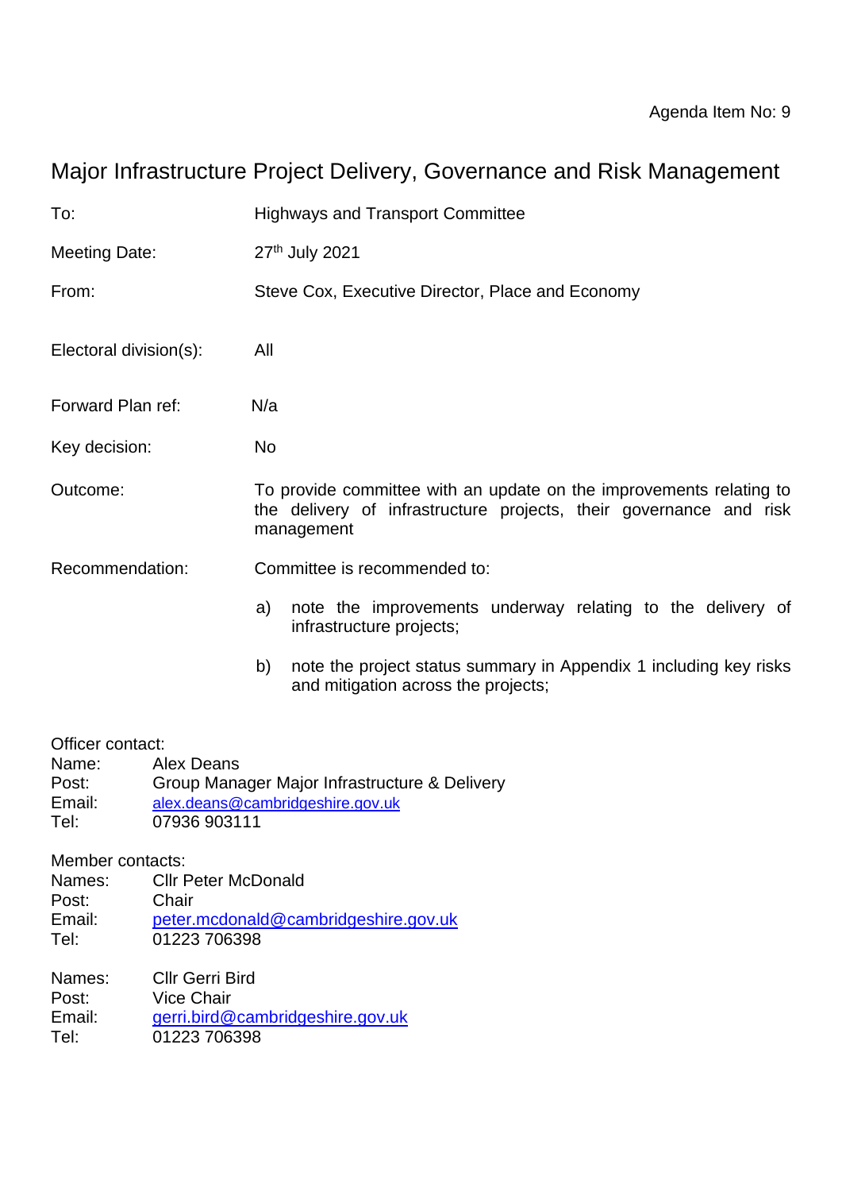Agenda Item No: 9

# Major Infrastructure Project Delivery, Governance and Risk Management

| | |
|---|---|
| To: | Highways and Transport Committee |
| Meeting Date: | 27th July 2021 |
| From: | Steve Cox, Executive Director, Place and Economy |
| Electoral division(s): | All |
| Forward Plan ref: | N/a |
| Key decision: | No |
| Outcome: | To provide committee with an update on the improvements relating to the delivery of infrastructure projects, their governance and risk management |
| Recommendation: | Committee is recommended to: |

a) note the improvements underway relating to the delivery of infrastructure projects;

b) note the project status summary in Appendix 1 including key risks and mitigation across the projects;

Officer contact:
Name: Alex Deans
Post: Group Manager Major Infrastructure & Delivery
Email: alex.deans@cambridgeshire.gov.uk
Tel: 07936 903111

Member contacts:
Names: Cllr Peter McDonald
Post: Chair
Email: peter.mcdonald@cambridgeshire.gov.uk
Tel: 01223 706398

Names: Cllr Gerri Bird
Post: Vice Chair
Email: gerri.bird@cambridgeshire.gov.uk
Tel: 01223 706398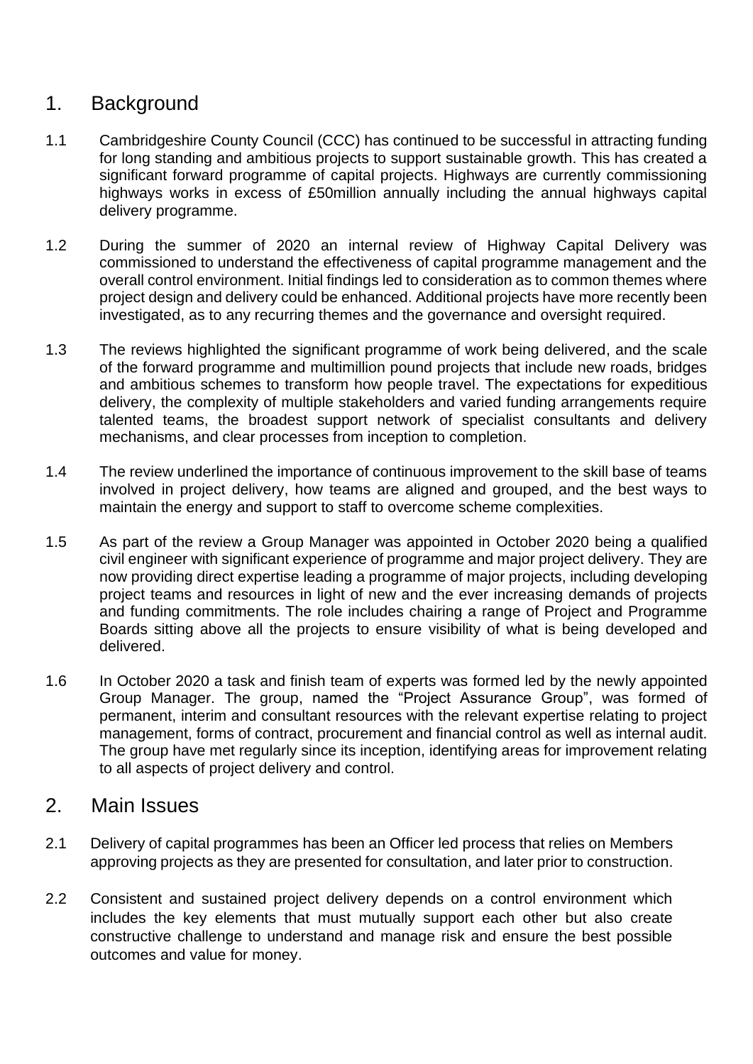## 1. Background

1.1 Cambridgeshire County Council (CCC) has continued to be successful in attracting funding for long standing and ambitious projects to support sustainable growth. This has created a significant forward programme of capital projects. Highways are currently commissioning highways works in excess of £50million annually including the annual highways capital delivery programme.

1.2 During the summer of 2020 an internal review of Highway Capital Delivery was commissioned to understand the effectiveness of capital programme management and the overall control environment. Initial findings led to consideration as to common themes where project design and delivery could be enhanced. Additional projects have more recently been investigated, as to any recurring themes and the governance and oversight required.

1.3 The reviews highlighted the significant programme of work being delivered, and the scale of the forward programme and multimillion pound projects that include new roads, bridges and ambitious schemes to transform how people travel. The expectations for expeditious delivery, the complexity of multiple stakeholders and varied funding arrangements require talented teams, the broadest support network of specialist consultants and delivery mechanisms, and clear processes from inception to completion.

1.4 The review underlined the importance of continuous improvement to the skill base of teams involved in project delivery, how teams are aligned and grouped, and the best ways to maintain the energy and support to staff to overcome scheme complexities.

1.5 As part of the review a Group Manager was appointed in October 2020 being a qualified civil engineer with significant experience of programme and major project delivery. They are now providing direct expertise leading a programme of major projects, including developing project teams and resources in light of new and the ever increasing demands of projects and funding commitments. The role includes chairing a range of Project and Programme Boards sitting above all the projects to ensure visibility of what is being developed and delivered.

1.6 In October 2020 a task and finish team of experts was formed led by the newly appointed Group Manager. The group, named the "Project Assurance Group", was formed of permanent, interim and consultant resources with the relevant expertise relating to project management, forms of contract, procurement and financial control as well as internal audit. The group have met regularly since its inception, identifying areas for improvement relating to all aspects of project delivery and control.

## 2. Main Issues

2.1 Delivery of capital programmes has been an Officer led process that relies on Members approving projects as they are presented for consultation, and later prior to construction.

2.2 Consistent and sustained project delivery depends on a control environment which includes the key elements that must mutually support each other but also create constructive challenge to understand and manage risk and ensure the best possible outcomes and value for money.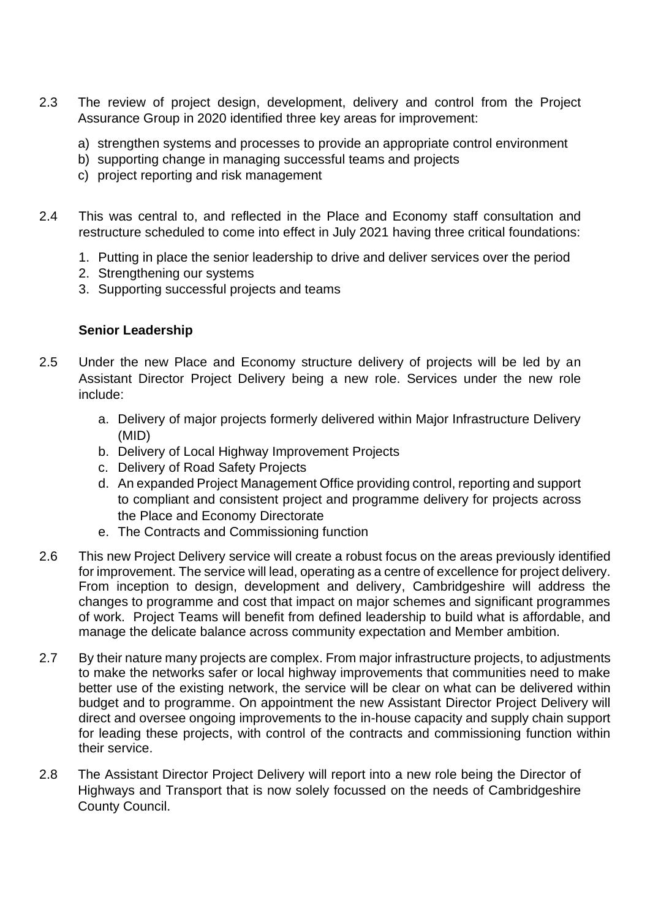2.3 The review of project design, development, delivery and control from the Project Assurance Group in 2020 identified three key areas for improvement:

a) strengthen systems and processes to provide an appropriate control environment
b) supporting change in managing successful teams and projects
c) project reporting and risk management

2.4 This was central to, and reflected in the Place and Economy staff consultation and restructure scheduled to come into effect in July 2021 having three critical foundations:

1. Putting in place the senior leadership to drive and deliver services over the period
2. Strengthening our systems
3. Supporting successful projects and teams

**Senior Leadership**

2.5 Under the new Place and Economy structure delivery of projects will be led by an Assistant Director Project Delivery being a new role. Services under the new role include:

a. Delivery of major projects formerly delivered within Major Infrastructure Delivery (MID)
b. Delivery of Local Highway Improvement Projects
c. Delivery of Road Safety Projects
d. An expanded Project Management Office providing control, reporting and support to compliant and consistent project and programme delivery for projects across the Place and Economy Directorate
e. The Contracts and Commissioning function

2.6 This new Project Delivery service will create a robust focus on the areas previously identified for improvement. The service will lead, operating as a centre of excellence for project delivery. From inception to design, development and delivery, Cambridgeshire will address the changes to programme and cost that impact on major schemes and significant programmes of work. Project Teams will benefit from defined leadership to build what is affordable, and manage the delicate balance across community expectation and Member ambition.

2.7 By their nature many projects are complex. From major infrastructure projects, to adjustments to make the networks safer or local highway improvements that communities need to make better use of the existing network, the service will be clear on what can be delivered within budget and to programme. On appointment the new Assistant Director Project Delivery will direct and oversee ongoing improvements to the in-house capacity and supply chain support for leading these projects, with control of the contracts and commissioning function within their service.

2.8 The Assistant Director Project Delivery will report into a new role being the Director of Highways and Transport that is now solely focussed on the needs of Cambridgeshire County Council.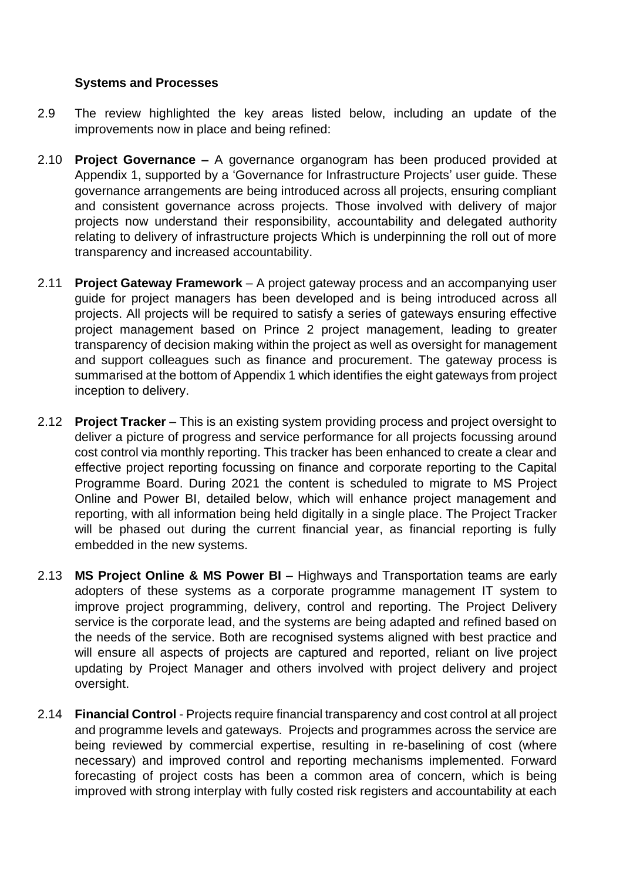**Systems and Processes**

2.9 The review highlighted the key areas listed below, including an update of the improvements now in place and being refined:

2.10 **Project Governance –** A governance organogram has been produced provided at Appendix 1, supported by a 'Governance for Infrastructure Projects' user guide. These governance arrangements are being introduced across all projects, ensuring compliant and consistent governance across projects. Those involved with delivery of major projects now understand their responsibility, accountability and delegated authority relating to delivery of infrastructure projects Which is underpinning the roll out of more transparency and increased accountability.

2.11 **Project Gateway Framework** – A project gateway process and an accompanying user guide for project managers has been developed and is being introduced across all projects. All projects will be required to satisfy a series of gateways ensuring effective project management based on Prince 2 project management, leading to greater transparency of decision making within the project as well as oversight for management and support colleagues such as finance and procurement. The gateway process is summarised at the bottom of Appendix 1 which identifies the eight gateways from project inception to delivery.

2.12 **Project Tracker** – This is an existing system providing process and project oversight to deliver a picture of progress and service performance for all projects focussing around cost control via monthly reporting. This tracker has been enhanced to create a clear and effective project reporting focussing on finance and corporate reporting to the Capital Programme Board. During 2021 the content is scheduled to migrate to MS Project Online and Power BI, detailed below, which will enhance project management and reporting, with all information being held digitally in a single place. The Project Tracker will be phased out during the current financial year, as financial reporting is fully embedded in the new systems.

2.13 **MS Project Online & MS Power BI** – Highways and Transportation teams are early adopters of these systems as a corporate programme management IT system to improve project programming, delivery, control and reporting. The Project Delivery service is the corporate lead, and the systems are being adapted and refined based on the needs of the service. Both are recognised systems aligned with best practice and will ensure all aspects of projects are captured and reported, reliant on live project updating by Project Manager and others involved with project delivery and project oversight.

2.14 **Financial Control** - Projects require financial transparency and cost control at all project and programme levels and gateways. Projects and programmes across the service are being reviewed by commercial expertise, resulting in re-baselining of cost (where necessary) and improved control and reporting mechanisms implemented. Forward forecasting of project costs has been a common area of concern, which is being improved with strong interplay with fully costed risk registers and accountability at each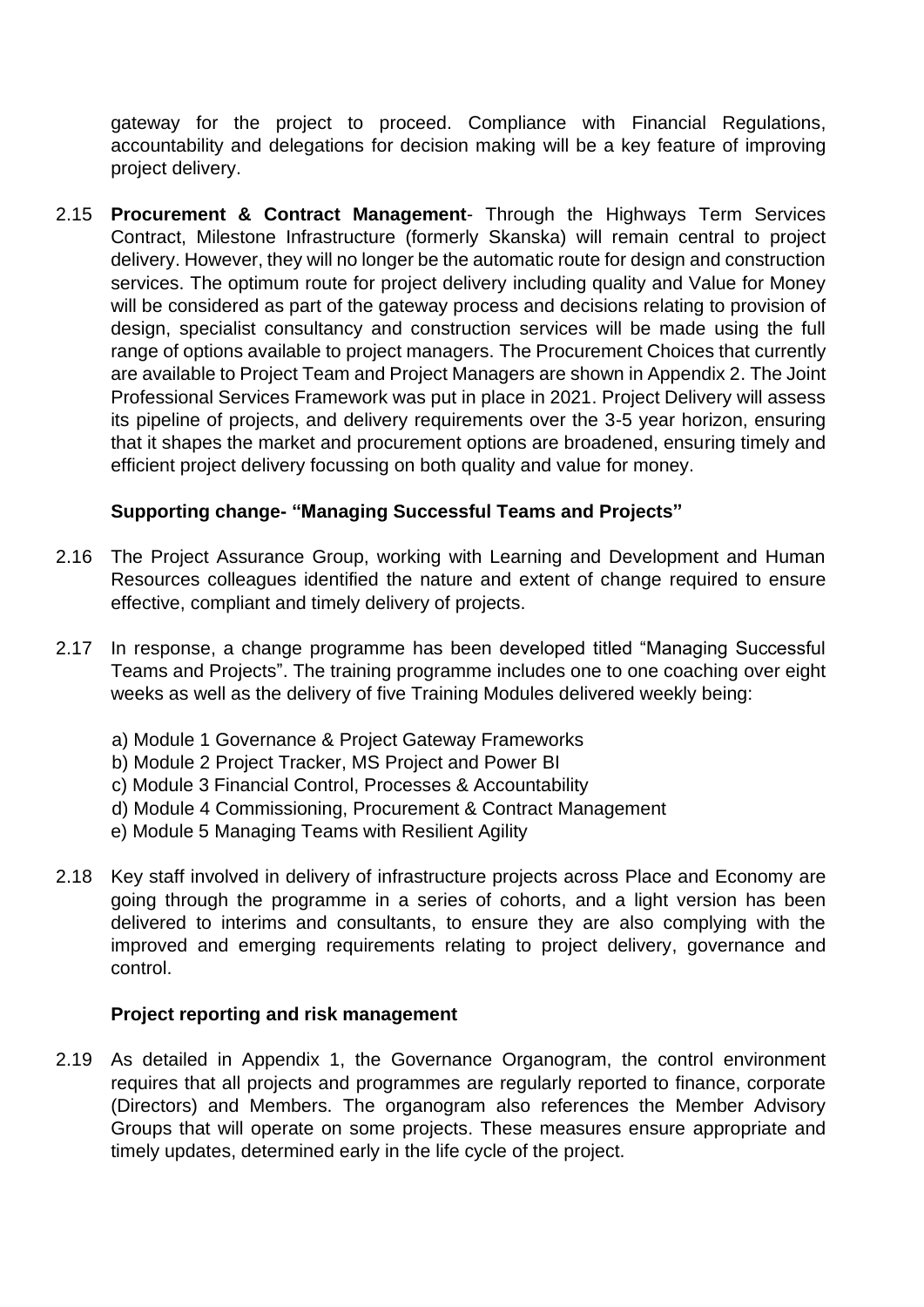gateway for the project to proceed. Compliance with Financial Regulations, accountability and delegations for decision making will be a key feature of improving project delivery.

2.15 **Procurement & Contract Management**- Through the Highways Term Services Contract, Milestone Infrastructure (formerly Skanska) will remain central to project delivery. However, they will no longer be the automatic route for design and construction services. The optimum route for project delivery including quality and Value for Money will be considered as part of the gateway process and decisions relating to provision of design, specialist consultancy and construction services will be made using the full range of options available to project managers. The Procurement Choices that currently are available to Project Team and Project Managers are shown in Appendix 2. The Joint Professional Services Framework was put in place in 2021. Project Delivery will assess its pipeline of projects, and delivery requirements over the 3-5 year horizon, ensuring that it shapes the market and procurement options are broadened, ensuring timely and efficient project delivery focussing on both quality and value for money.

### Supporting change- "Managing Successful Teams and Projects"

2.16 The Project Assurance Group, working with Learning and Development and Human Resources colleagues identified the nature and extent of change required to ensure effective, compliant and timely delivery of projects.

2.17 In response, a change programme has been developed titled "Managing Successful Teams and Projects". The training programme includes one to one coaching over eight weeks as well as the delivery of five Training Modules delivered weekly being:

a) Module 1 Governance & Project Gateway Frameworks
b) Module 2 Project Tracker, MS Project and Power BI
c) Module 3 Financial Control, Processes & Accountability
d) Module 4 Commissioning, Procurement & Contract Management
e) Module 5 Managing Teams with Resilient Agility

2.18 Key staff involved in delivery of infrastructure projects across Place and Economy are going through the programme in a series of cohorts, and a light version has been delivered to interims and consultants, to ensure they are also complying with the improved and emerging requirements relating to project delivery, governance and control.

### Project reporting and risk management

2.19 As detailed in Appendix 1, the Governance Organogram, the control environment requires that all projects and programmes are regularly reported to finance, corporate (Directors) and Members. The organogram also references the Member Advisory Groups that will operate on some projects. These measures ensure appropriate and timely updates, determined early in the life cycle of the project.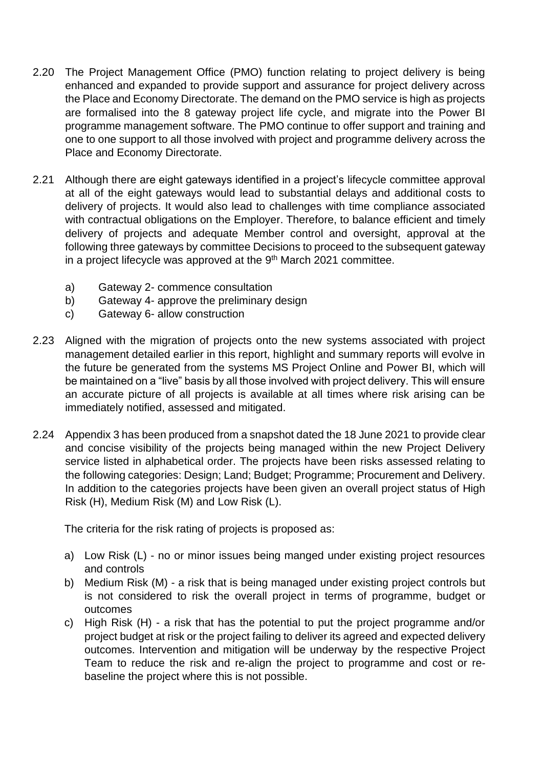2.20 The Project Management Office (PMO) function relating to project delivery is being enhanced and expanded to provide support and assurance for project delivery across the Place and Economy Directorate. The demand on the PMO service is high as projects are formalised into the 8 gateway project life cycle, and migrate into the Power BI programme management software. The PMO continue to offer support and training and one to one support to all those involved with project and programme delivery across the Place and Economy Directorate.

2.21 Although there are eight gateways identified in a project's lifecycle committee approval at all of the eight gateways would lead to substantial delays and additional costs to delivery of projects. It would also lead to challenges with time compliance associated with contractual obligations on the Employer. Therefore, to balance efficient and timely delivery of projects and adequate Member control and oversight, approval at the following three gateways by committee Decisions to proceed to the subsequent gateway in a project lifecycle was approved at the 9th March 2021 committee.

   a) Gateway 2- commence consultation
   b) Gateway 4- approve the preliminary design
   c) Gateway 6- allow construction

2.23 Aligned with the migration of projects onto the new systems associated with project management detailed earlier in this report, highlight and summary reports will evolve in the future be generated from the systems MS Project Online and Power BI, which will be maintained on a "live" basis by all those involved with project delivery. This will ensure an accurate picture of all projects is available at all times where risk arising can be immediately notified, assessed and mitigated.

2.24 Appendix 3 has been produced from a snapshot dated the 18 June 2021 to provide clear and concise visibility of the projects being managed within the new Project Delivery service listed in alphabetical order. The projects have been risks assessed relating to the following categories: Design; Land; Budget; Programme; Procurement and Delivery. In addition to the categories projects have been given an overall project status of High Risk (H), Medium Risk (M) and Low Risk (L).

   The criteria for the risk rating of projects is proposed as:

   a) Low Risk (L) - no or minor issues being manged under existing project resources and controls
   b) Medium Risk (M) - a risk that is being managed under existing project controls but is not considered to risk the overall project in terms of programme, budget or outcomes
   c) High Risk (H) - a risk that has the potential to put the project programme and/or project budget at risk or the project failing to deliver its agreed and expected delivery outcomes. Intervention and mitigation will be underway by the respective Project Team to reduce the risk and re-align the project to programme and cost or re-baseline the project where this is not possible.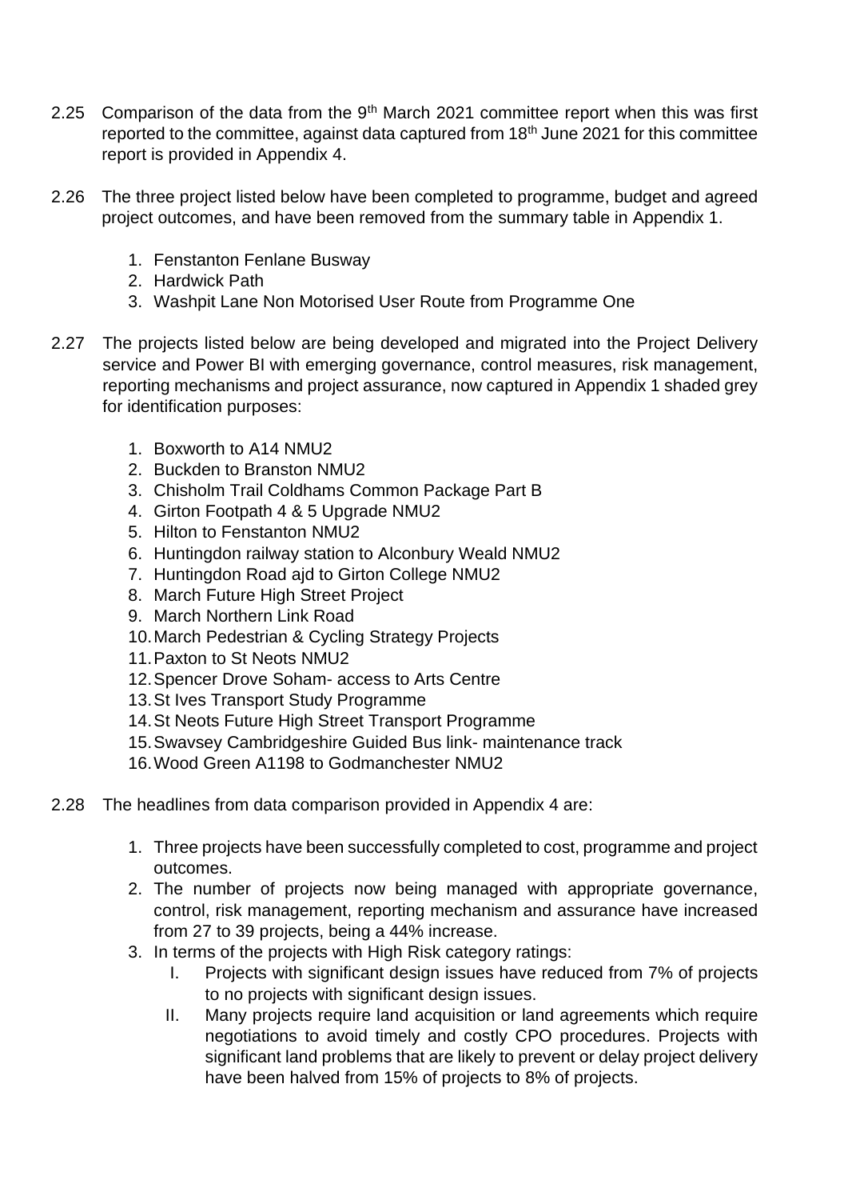2.25 Comparison of the data from the 9th March 2021 committee report when this was first reported to the committee, against data captured from 18th June 2021 for this committee report is provided in Appendix 4.

2.26 The three project listed below have been completed to programme, budget and agreed project outcomes, and have been removed from the summary table in Appendix 1.

1. Fenstanton Fenlane Busway
2. Hardwick Path
3. Washpit Lane Non Motorised User Route from Programme One

2.27 The projects listed below are being developed and migrated into the Project Delivery service and Power BI with emerging governance, control measures, risk management, reporting mechanisms and project assurance, now captured in Appendix 1 shaded grey for identification purposes:

1. Boxworth to A14 NMU2
2. Buckden to Branston NMU2
3. Chisholm Trail Coldhams Common Package Part B
4. Girton Footpath 4 & 5 Upgrade NMU2
5. Hilton to Fenstanton NMU2
6. Huntingdon railway station to Alconbury Weald NMU2
7. Huntingdon Road ajd to Girton College NMU2
8. March Future High Street Project
9. March Northern Link Road
10. March Pedestrian & Cycling Strategy Projects
11. Paxton to St Neots NMU2
12. Spencer Drove Soham- access to Arts Centre
13. St Ives Transport Study Programme
14. St Neots Future High Street Transport Programme
15. Swavsey Cambridgeshire Guided Bus link- maintenance track
16. Wood Green A1198 to Godmanchester NMU2

2.28 The headlines from data comparison provided in Appendix 4 are:

1. Three projects have been successfully completed to cost, programme and project outcomes.
2. The number of projects now being managed with appropriate governance, control, risk management, reporting mechanism and assurance have increased from 27 to 39 projects, being a 44% increase.
3. In terms of the projects with High Risk category ratings:
   I. Projects with significant design issues have reduced from 7% of projects to no projects with significant design issues.
   II. Many projects require land acquisition or land agreements which require negotiations to avoid timely and costly CPO procedures. Projects with significant land problems that are likely to prevent or delay project delivery have been halved from 15% of projects to 8% of projects.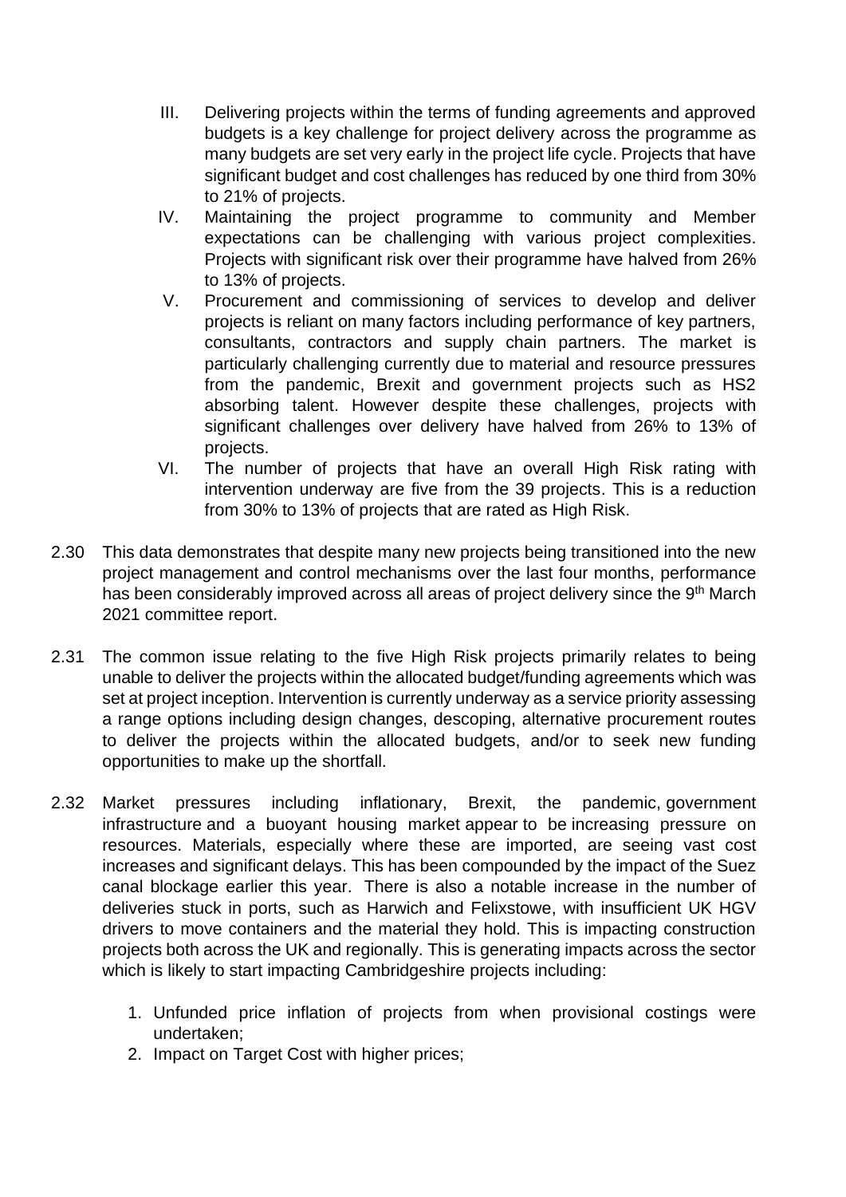III. Delivering projects within the terms of funding agreements and approved budgets is a key challenge for project delivery across the programme as many budgets are set very early in the project life cycle. Projects that have significant budget and cost challenges has reduced by one third from 30% to 21% of projects.

IV. Maintaining the project programme to community and Member expectations can be challenging with various project complexities. Projects with significant risk over their programme have halved from 26% to 13% of projects.

V. Procurement and commissioning of services to develop and deliver projects is reliant on many factors including performance of key partners, consultants, contractors and supply chain partners. The market is particularly challenging currently due to material and resource pressures from the pandemic, Brexit and government projects such as HS2 absorbing talent. However despite these challenges, projects with significant challenges over delivery have halved from 26% to 13% of projects.

VI. The number of projects that have an overall High Risk rating with intervention underway are five from the 39 projects. This is a reduction from 30% to 13% of projects that are rated as High Risk.

2.30 This data demonstrates that despite many new projects being transitioned into the new project management and control mechanisms over the last four months, performance has been considerably improved across all areas of project delivery since the 9th March 2021 committee report.

2.31 The common issue relating to the five High Risk projects primarily relates to being unable to deliver the projects within the allocated budget/funding agreements which was set at project inception. Intervention is currently underway as a service priority assessing a range options including design changes, descoping, alternative procurement routes to deliver the projects within the allocated budgets, and/or to seek new funding opportunities to make up the shortfall.

2.32 Market pressures including inflationary, Brexit, the pandemic, government infrastructure and a buoyant housing market appear to be increasing pressure on resources. Materials, especially where these are imported, are seeing vast cost increases and significant delays. This has been compounded by the impact of the Suez canal blockage earlier this year. There is also a notable increase in the number of deliveries stuck in ports, such as Harwich and Felixstowe, with insufficient UK HGV drivers to move containers and the material they hold. This is impacting construction projects both across the UK and regionally. This is generating impacts across the sector which is likely to start impacting Cambridgeshire projects including:

1. Unfunded price inflation of projects from when provisional costings were undertaken;
2. Impact on Target Cost with higher prices;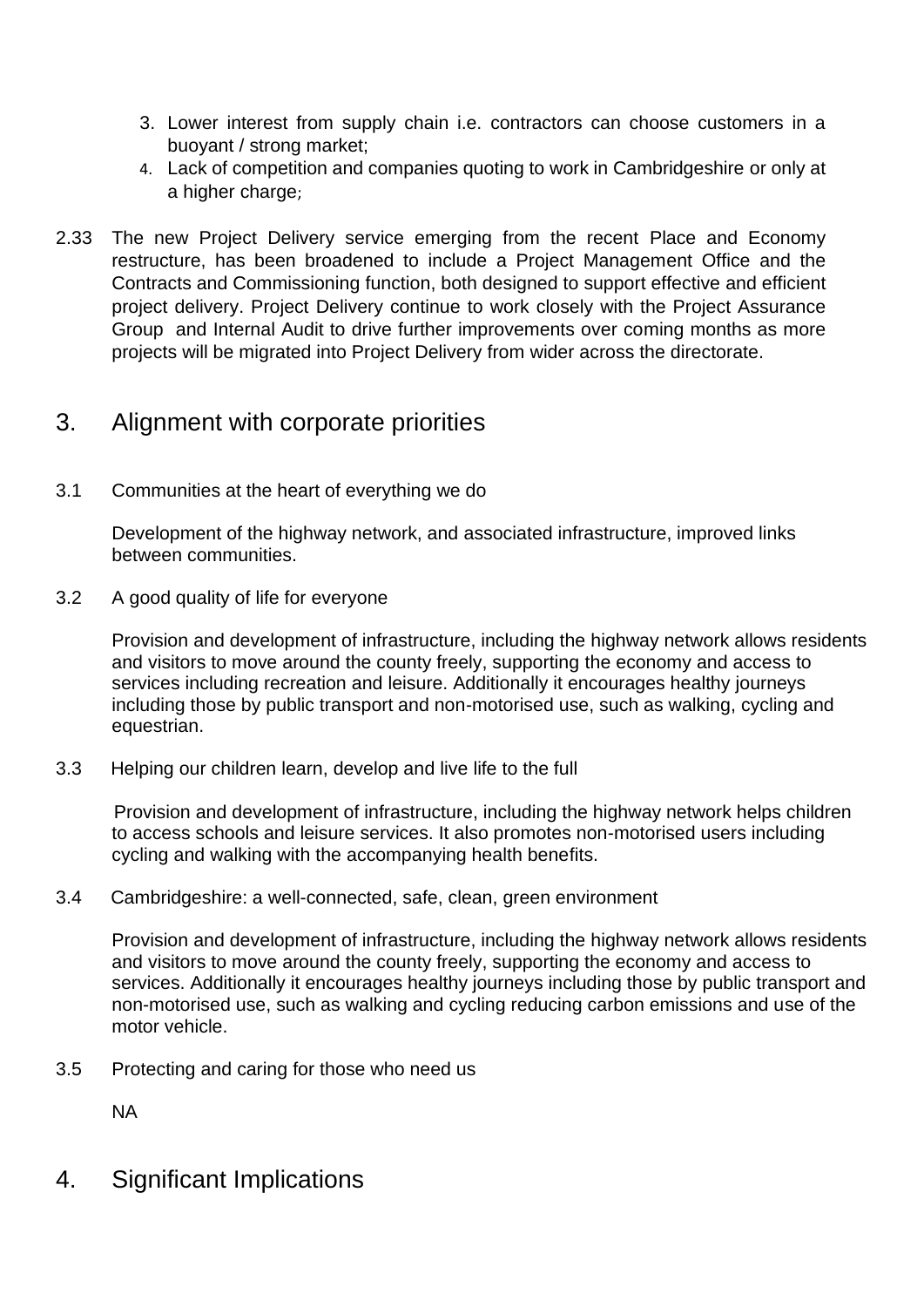3. Lower interest from supply chain i.e. contractors can choose customers in a buoyant / strong market;
4. Lack of competition and companies quoting to work in Cambridgeshire or only at a higher charge;

2.33 The new Project Delivery service emerging from the recent Place and Economy restructure, has been broadened to include a Project Management Office and the Contracts and Commissioning function, both designed to support effective and efficient project delivery. Project Delivery continue to work closely with the Project Assurance Group and Internal Audit to drive further improvements over coming months as more projects will be migrated into Project Delivery from wider across the directorate.

## 3. Alignment with corporate priorities

3.1 Communities at the heart of everything we do

Development of the highway network, and associated infrastructure, improved links between communities.

3.2 A good quality of life for everyone

Provision and development of infrastructure, including the highway network allows residents and visitors to move around the county freely, supporting the economy and access to services including recreation and leisure. Additionally it encourages healthy journeys including those by public transport and non-motorised use, such as walking, cycling and equestrian.

3.3 Helping our children learn, develop and live life to the full

Provision and development of infrastructure, including the highway network helps children to access schools and leisure services. It also promotes non-motorised users including cycling and walking with the accompanying health benefits.

3.4 Cambridgeshire: a well-connected, safe, clean, green environment

Provision and development of infrastructure, including the highway network allows residents and visitors to move around the county freely, supporting the economy and access to services. Additionally it encourages healthy journeys including those by public transport and non-motorised use, such as walking and cycling reducing carbon emissions and use of the motor vehicle.

3.5 Protecting and caring for those who need us

NA

## 4. Significant Implications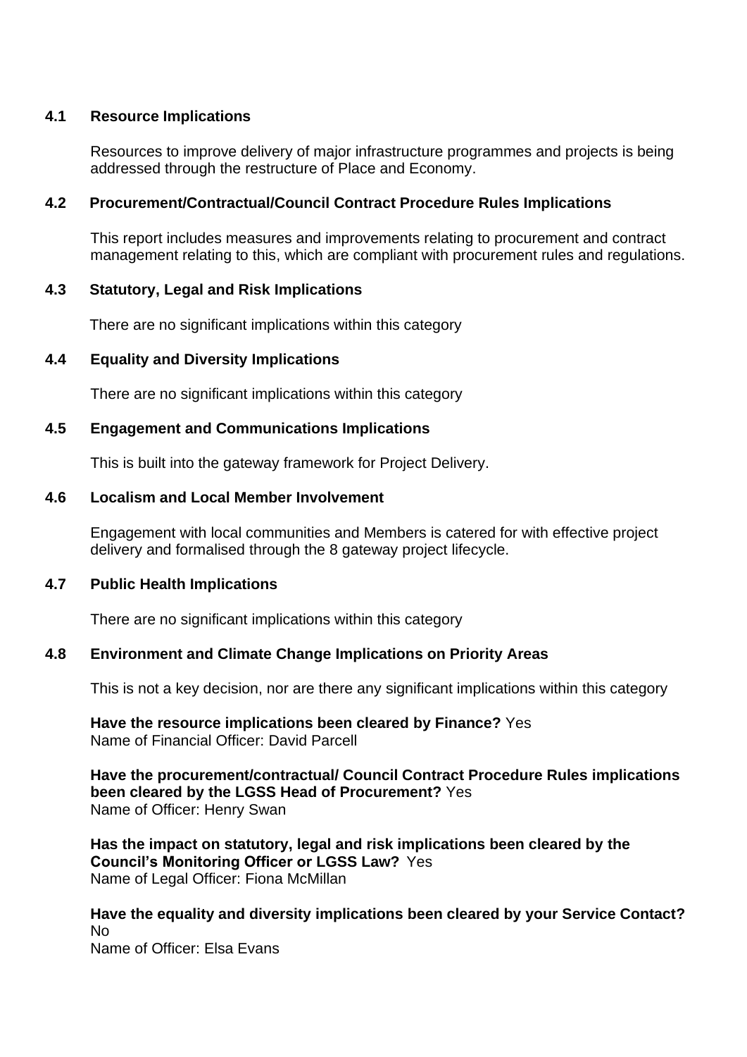### 4.1 Resource Implications

Resources to improve delivery of major infrastructure programmes and projects is being addressed through the restructure of Place and Economy.

### 4.2 Procurement/Contractual/Council Contract Procedure Rules Implications

This report includes measures and improvements relating to procurement and contract management relating to this, which are compliant with procurement rules and regulations.

### 4.3 Statutory, Legal and Risk Implications

There are no significant implications within this category

### 4.4 Equality and Diversity Implications

There are no significant implications within this category

### 4.5 Engagement and Communications Implications

This is built into the gateway framework for Project Delivery.

### 4.6 Localism and Local Member Involvement

Engagement with local communities and Members is catered for with effective project delivery and formalised through the 8 gateway project lifecycle.

### 4.7 Public Health Implications

There are no significant implications within this category

### 4.8 Environment and Climate Change Implications on Priority Areas

This is not a key decision, nor are there any significant implications within this category

**Have the resource implications been cleared by Finance?** Yes
Name of Financial Officer: David Parcell

**Have the procurement/contractual/ Council Contract Procedure Rules implications been cleared by the LGSS Head of Procurement?** Yes
Name of Officer: Henry Swan

**Has the impact on statutory, legal and risk implications been cleared by the Council's Monitoring Officer or LGSS Law?** Yes
Name of Legal Officer: Fiona McMillan

**Have the equality and diversity implications been cleared by your Service Contact?** No
Name of Officer: Elsa Evans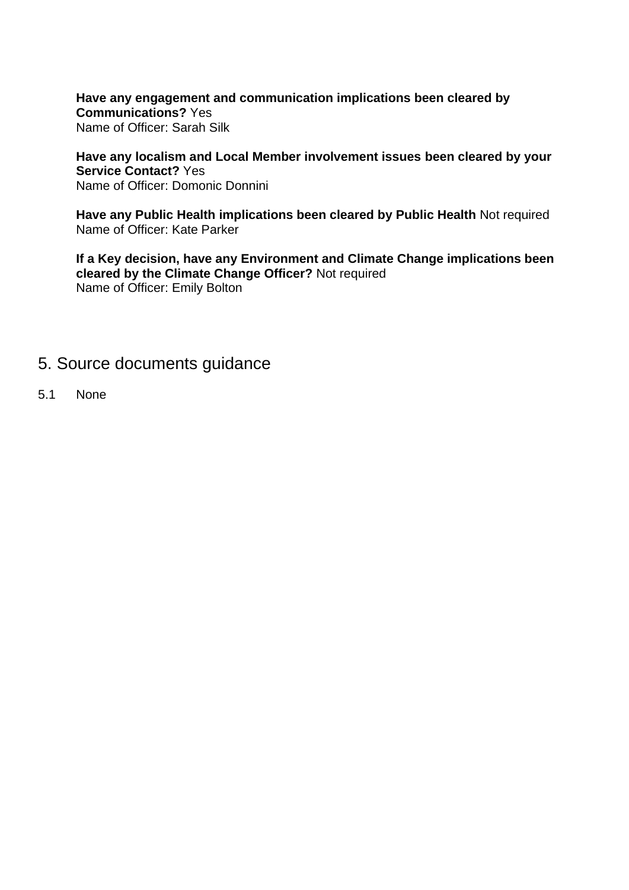**Have any engagement and communication implications been cleared by Communications?** Yes
Name of Officer: Sarah Silk

**Have any localism and Local Member involvement issues been cleared by your Service Contact?** Yes
Name of Officer: Domonic Donnini

**Have any Public Health implications been cleared by Public Health** Not required
Name of Officer: Kate Parker

**If a Key decision, have any Environment and Climate Change implications been cleared by the Climate Change Officer?** Not required
Name of Officer: Emily Bolton

## 5. Source documents guidance

5.1 None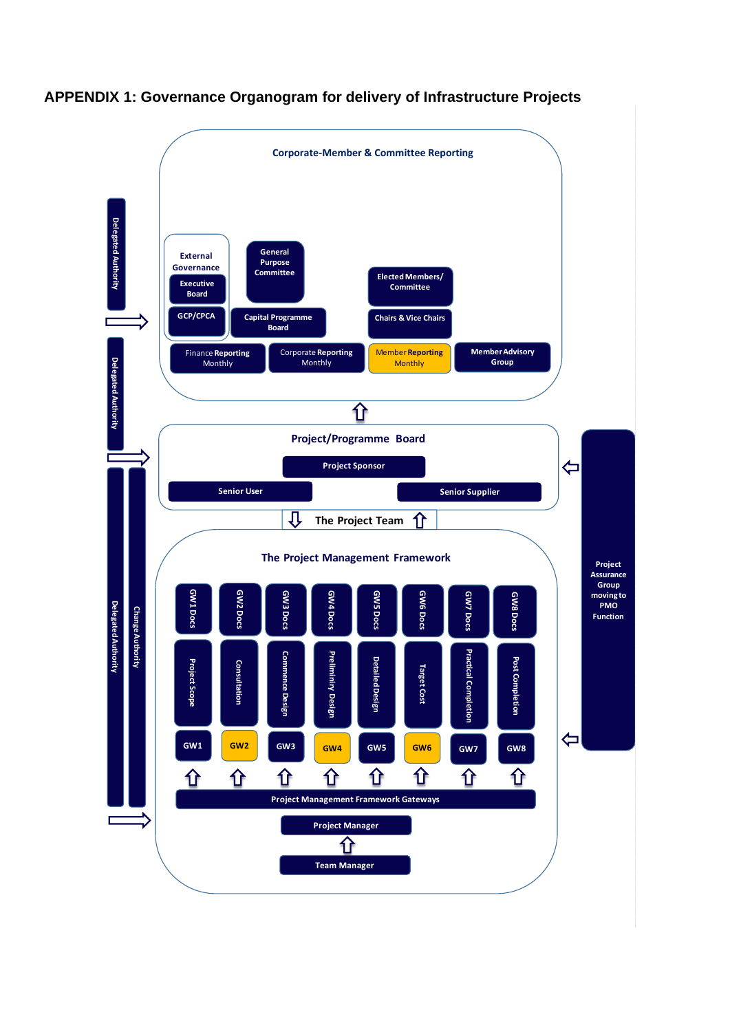# APPENDIX 1: Governance Organogram for delivery of Infrastructure Projects

**Corporate-Member & Committee Reporting**

- External Governance
  - Executive Board
  - GCP/CPCA
- General Purpose Committee
- Capital Programme Board
- Elected Members/ Committee
- Chairs & Vice Chairs
- Finance Reporting Monthly
- Corporate Reporting Monthly
- Member Reporting Monthly
- Member Advisory Group

**Project/Programme Board**

- Project Sponsor
- Senior User
- Senior Supplier

**The Project Team**

**The Project Management Framework**

| GW1 Docs | GW2 Docs | GW3 Docs | GW4 Docs | GW5 Docs | GW6 Docs | GW7 Docs | GW8 Docs |
|---|---|---|---|---|---|---|---|
| Project Scope | Consultation | Commence Design | Preliminiry Design | Detailed Design | Target Cost | Practical Completion | Post Completion |
| GW1 | GW2 | GW3 | GW4 | GW5 | GW6 | GW7 | GW8 |

- Project Management Framework Gateways
- Project Manager
- Team Manager

Delegated Authority

Delegated Authority

Delegated Authority

Change Authority

Project Assurance Group moving to PMO Function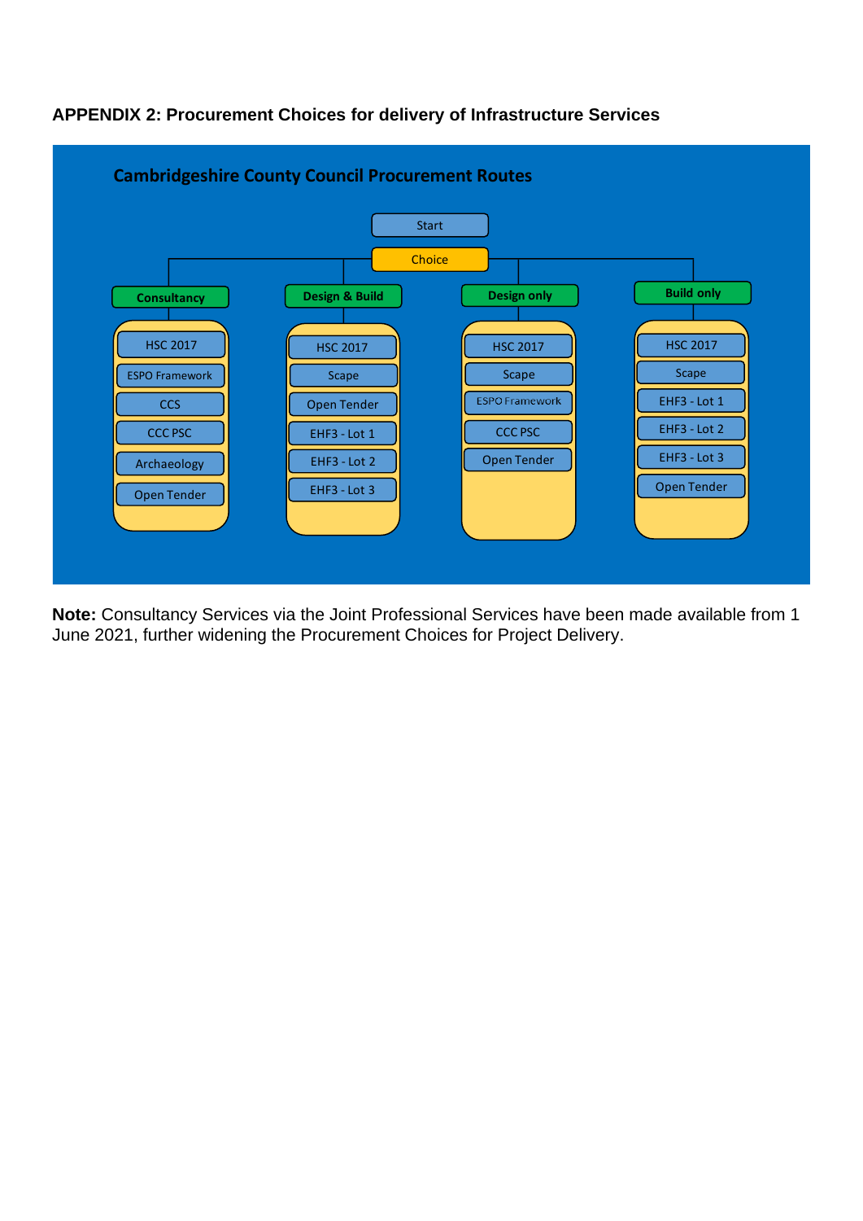**APPENDIX 2: Procurement Choices for delivery of Infrastructure Services**

**Cambridgeshire County Council Procurement Routes**

Start

Choice

| Consultancy | Design & Build | Design only | Build only |
|---|---|---|---|
| HSC 2017 | HSC 2017 | HSC 2017 | HSC 2017 |
| ESPO Framework | Scape | Scape | Scape |
| CCS | Open Tender | ESPO Framework | EHF3 - Lot 1 |
| CCC PSC | EHF3 - Lot 1 | CCC PSC | EHF3 - Lot 2 |
| Archaeology | EHF3 - Lot 2 | Open Tender | EHF3 - Lot 3 |
| Open Tender | EHF3 - Lot 3 | | Open Tender |

**Note:** Consultancy Services via the Joint Professional Services have been made available from 1 June 2021, further widening the Procurement Choices for Project Delivery.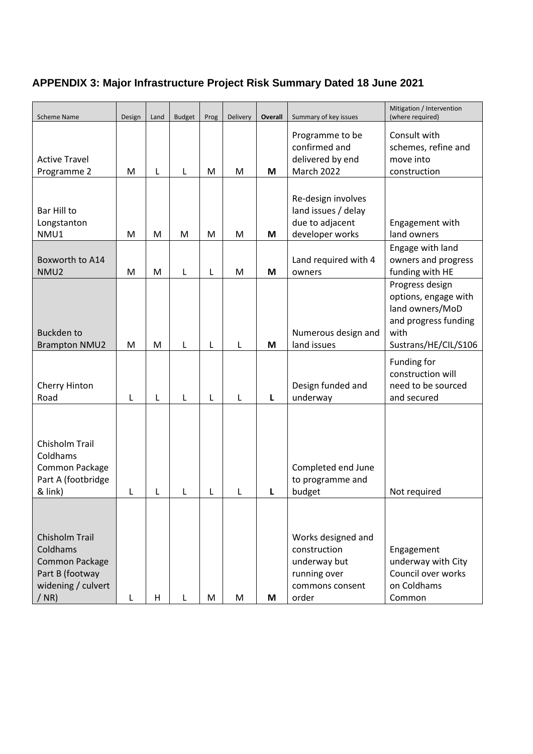# APPENDIX 3: Major Infrastructure Project Risk Summary Dated 18 June 2021

| Scheme Name | Design | Land | Budget | Prog | Delivery | Overall | Summary of key issues | Mitigation / Intervention (where required) |
|---|---|---|---|---|---|---|---|---|
| Active Travel Programme 2 | M | L | L | M | M | **M** | Programme to be confirmed and delivered by end March 2022 | Consult with schemes, refine and move into construction |
| Bar Hill to Longstanton NMU1 | M | M | M | M | M | **M** | Re-design involves land issues / delay due to adjacent developer works | Engagement with land owners |
| Boxworth to A14 NMU2 | M | M | L | L | M | **M** | Land required with 4 owners | Engage with land owners and progress funding with HE |
| Buckden to Brampton NMU2 | M | M | L | L | L | **M** | Numerous design and land issues | Progress design options, engage with land owners/MoD and progress funding with Sustrans/HE/CIL/S106 |
| Cherry Hinton Road | L | L | L | L | L | **L** | Design funded and underway | Funding for construction will need to be sourced and secured |
| Chisholm Trail Coldhams Common Package Part A (footbridge & link) | L | L | L | L | L | **L** | Completed end June to programme and budget | Not required |
| Chisholm Trail Coldhams Common Package Part B (footway widening / culvert / NR) | L | H | L | M | M | **M** | Works designed and construction underway but running over commons consent order | Engagement underway with City Council over works on Coldhams Common |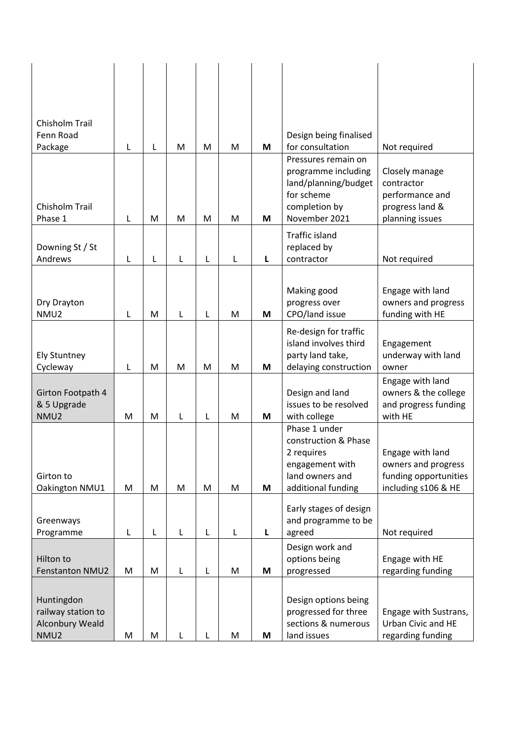| | | | | | | | | |
|---|---|---|---|---|---|---|---|---|
| Chisholm Trail Fenn Road Package | L | L | M | M | M | **M** | Design being finalised for consultation | Not required |
| Chisholm Trail Phase 1 | L | M | M | M | M | **M** | Pressures remain on programme including land/planning/budget for scheme completion by November 2021 | Closely manage contractor performance and progress land & planning issues |
| Downing St / St Andrews | L | L | L | L | L | **L** | Traffic island replaced by contractor | Not required |
| Dry Drayton NMU2 | L | M | L | L | M | **M** | Making good progress over CPO/land issue | Engage with land owners and progress funding with HE |
| Ely Stuntney Cycleway | L | M | M | M | M | **M** | Re-design for traffic island involves third party land take, delaying construction | Engagement underway with land owner |
| Girton Footpath 4 & 5 Upgrade NMU2 | M | M | L | L | M | **M** | Design and land issues to be resolved with college | Engage with land owners & the college and progress funding with HE |
| Girton to Oakington NMU1 | M | M | M | M | M | **M** | Phase 1 under construction & Phase 2 requires engagement with land owners and additional funding | Engage with land owners and progress funding opportunities including s106 & HE |
| Greenways Programme | L | L | L | L | L | **L** | Early stages of design and programme to be agreed | Not required |
| Hilton to Fenstanton NMU2 | M | M | L | L | M | **M** | Design work and options being progressed | Engage with HE regarding funding |
| Huntingdon railway station to Alconbury Weald NMU2 | M | M | L | L | M | **M** | Design options being progressed for three sections & numerous land issues | Engage with Sustrans, Urban Civic and HE regarding funding |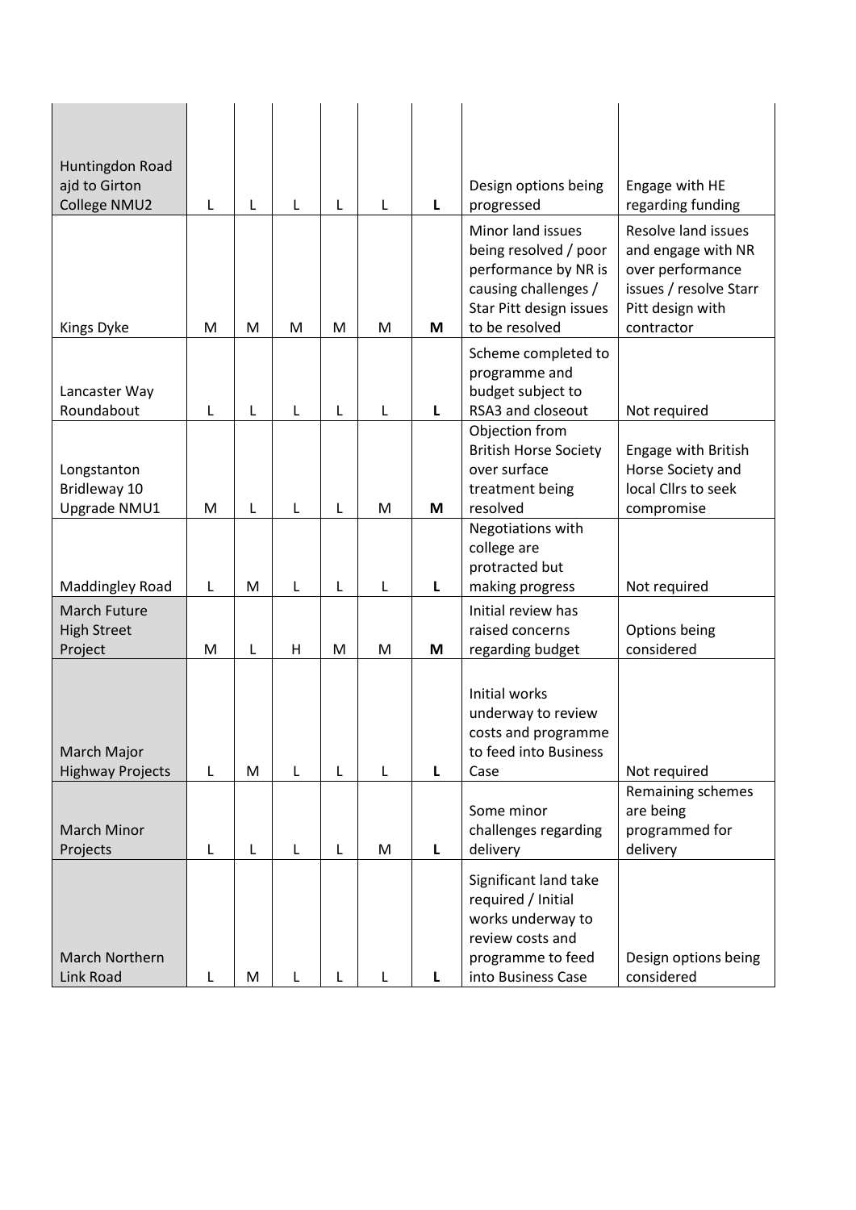| | | | | | | | | |
|---|---|---|---|---|---|---|---|---|
| Huntingdon Road ajd to Girton College NMU2 | L | L | L | L | L | **L** | Design options being progressed | Engage with HE regarding funding |
| Kings Dyke | M | M | M | M | M | **M** | Minor land issues being resolved / poor performance by NR is causing challenges / Star Pitt design issues to be resolved | Resolve land issues and engage with NR over performance issues / resolve Starr Pitt design with contractor |
| Lancaster Way Roundabout | L | L | L | L | L | **L** | Scheme completed to programme and budget subject to RSA3 and closeout | Not required |
| Longstanton Bridleway 10 Upgrade NMU1 | M | L | L | L | M | **M** | Objection from British Horse Society over surface treatment being resolved | Engage with British Horse Society and local Cllrs to seek compromise |
| Maddingley Road | L | M | L | L | L | **L** | Negotiations with college are protracted but making progress | Not required |
| March Future High Street Project | M | L | H | M | M | **M** | Initial review has raised concerns regarding budget | Options being considered |
| March Major Highway Projects | L | M | L | L | L | **L** | Initial works underway to review costs and programme to feed into Business Case | Not required |
| March Minor Projects | L | L | L | L | M | **L** | Some minor challenges regarding delivery | Remaining schemes are being programmed for delivery |
| March Northern Link Road | L | M | L | L | L | **L** | Significant land take required / Initial works underway to review costs and programme to feed into Business Case | Design options being considered |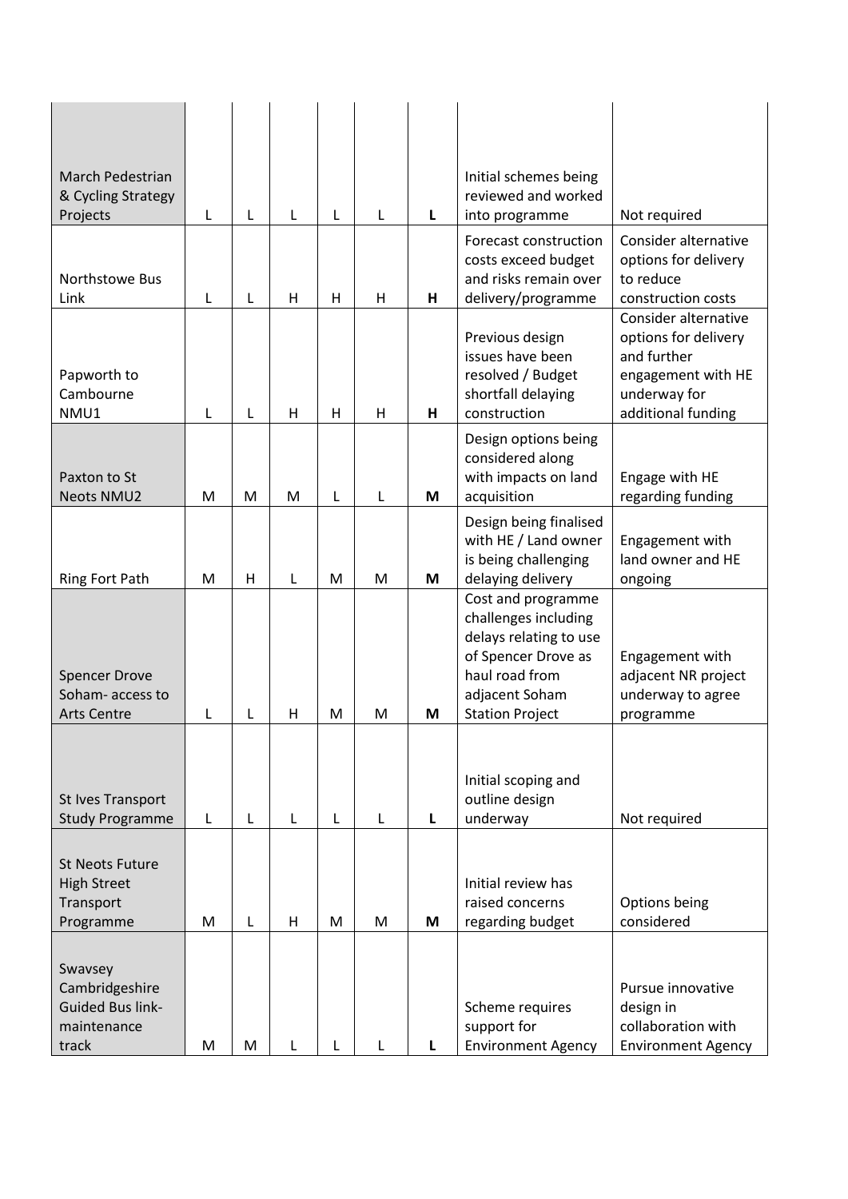| | | | | | | | | |
|---|---|---|---|---|---|---|---|---|
| March Pedestrian & Cycling Strategy Projects | L | L | L | L | L | **L** | Initial schemes being reviewed and worked into programme | Not required |
| Northstowe Bus Link | L | L | H | H | H | **H** | Forecast construction costs exceed budget and risks remain over delivery/programme | Consider alternative options for delivery to reduce construction costs |
| Papworth to Cambourne NMU1 | L | L | H | H | H | **H** | Previous design issues have been resolved / Budget shortfall delaying construction | Consider alternative options for delivery and further engagement with HE underway for additional funding |
| Paxton to St Neots NMU2 | M | M | M | L | L | **M** | Design options being considered along with impacts on land acquisition | Engage with HE regarding funding |
| Ring Fort Path | M | H | L | M | M | **M** | Design being finalised with HE / Land owner is being challenging delaying delivery | Engagement with land owner and HE ongoing |
| Spencer Drove Soham- access to Arts Centre | L | L | H | M | M | **M** | Cost and programme challenges including delays relating to use of Spencer Drove as haul road from adjacent Soham Station Project | Engagement with adjacent NR project underway to agree programme |
| St Ives Transport Study Programme | L | L | L | L | L | **L** | Initial scoping and outline design underway | Not required |
| St Neots Future High Street Transport Programme | M | L | H | M | M | **M** | Initial review has raised concerns regarding budget | Options being considered |
| Swavsey Cambridgeshire Guided Bus link- maintenance track | M | M | L | L | L | **L** | Scheme requires support for Environment Agency | Pursue innovative design in collaboration with Environment Agency |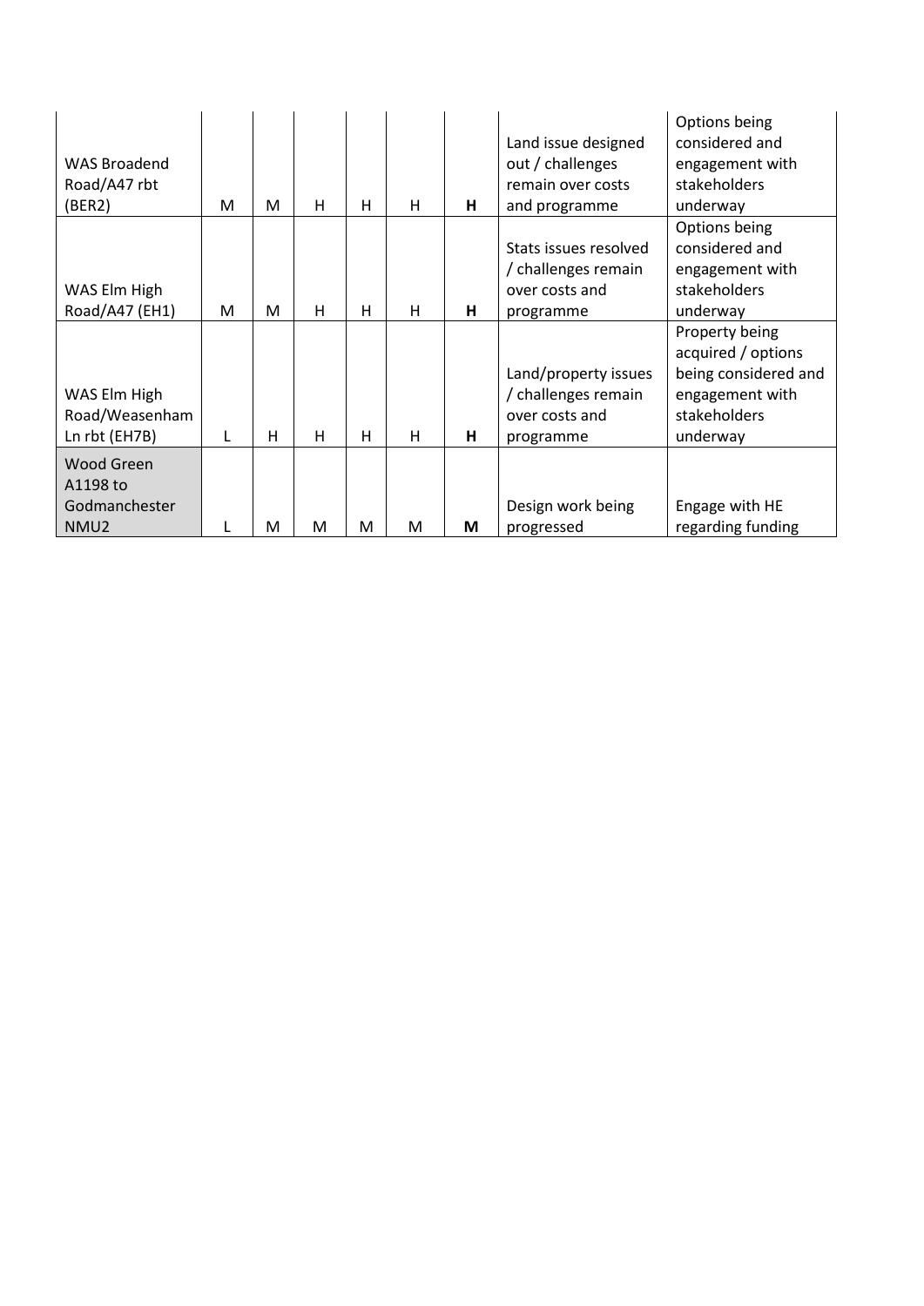| | | | | | | | | |
|---|---|---|---|---|---|---|---|---|
| WAS Broadend Road/A47 rbt (BER2) | M | M | H | H | H | **H** | Land issue designed out / challenges remain over costs and programme | Options being considered and engagement with stakeholders underway |
| WAS Elm High Road/A47 (EH1) | M | M | H | H | H | **H** | Stats issues resolved / challenges remain over costs and programme | Options being considered and engagement with stakeholders underway |
| WAS Elm High Road/Weasenham Ln rbt (EH7B) | L | H | H | H | H | **H** | Land/property issues / challenges remain over costs and programme | Property being acquired / options being considered and engagement with stakeholders underway |
| Wood Green A1198 to Godmanchester NMU2 | L | M | M | M | M | **M** | Design work being progressed | Engage with HE regarding funding |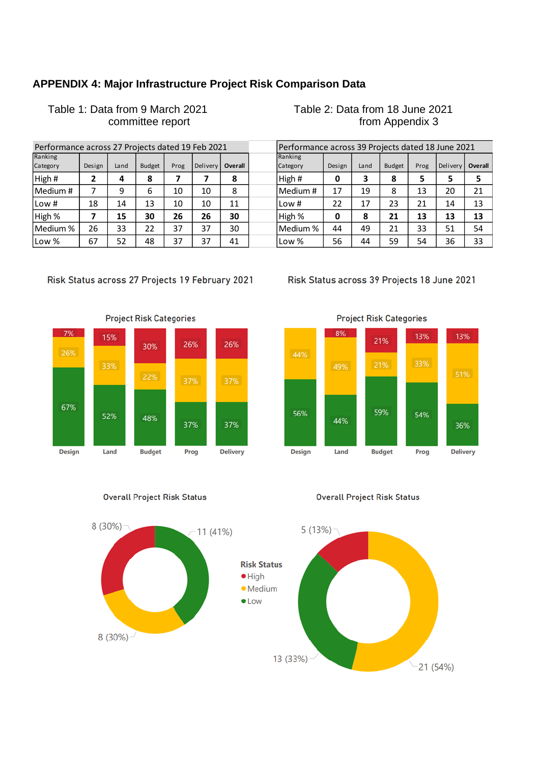## APPENDIX 4: Major Infrastructure Project Risk Comparison Data

Table 1: Data from 9 March 2021 committee report

| Performance across 27 Projects dated 19 Feb 2021 | | | | | | |
|---|---|---|---|---|---|---|
| Ranking Category | Design | Land | Budget | Prog | Delivery | **Overall** |
| High # | **2** | **4** | **8** | **7** | **7** | **8** |
| Medium # | 7 | 9 | 6 | 10 | 10 | 8 |
| Low # | 18 | 14 | 13 | 10 | 10 | 11 |
| High % | **7** | **15** | **30** | **26** | **26** | **30** |
| Medium % | 26 | 33 | 22 | 37 | 37 | 30 |
| Low % | 67 | 52 | 48 | 37 | 37 | 41 |

Table 2: Data from 18 June 2021 from Appendix 3

| Performance across 39 Projects dated 18 June 2021 | | | | | | |
|---|---|---|---|---|---|---|
| Ranking Category | Design | Land | Budget | Prog | Delivery | **Overall** |
| High # | **0** | **3** | **8** | **5** | **5** | **5** |
| Medium # | 17 | 19 | 8 | 13 | 20 | 21 |
| Low # | 22 | 17 | 23 | 21 | 14 | 13 |
| High % | **0** | **8** | **21** | **13** | **13** | **13** |
| Medium % | 44 | 49 | 21 | 33 | 51 | 54 |
| Low % | 56 | 44 | 59 | 54 | 36 | 33 |

Risk Status across 27 Projects 19 February 2021

Project Risk Categories

7%
26%
67%
15%
33%
52%
30%
22%
48%
26%
37%
37%
26%
37%
37%
Design
Land
Budget
Prog
Delivery

Risk Status across 39 Projects 18 June 2021

Project Risk Categories

44%
56%
8%
49%
44%
21%
21%
59%
13%
33%
54%
13%
51%
36%
Design
Land
Budget
Prog
Delivery

Overall Project Risk Status

8 (30%)
11 (41%)
8 (30%)

Risk Status
High
Medium
Low

Overall Project Risk Status

5 (13%)
13 (33%)
21 (54%)